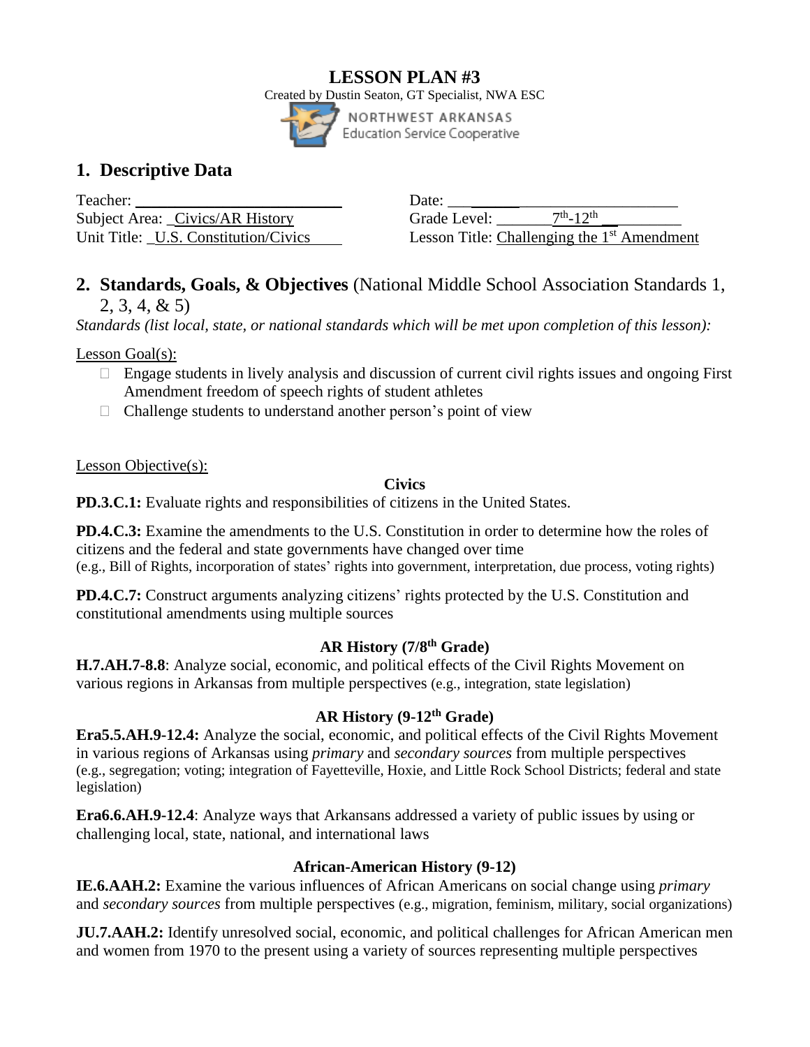# LESSON PLAN #3

Created by Dustin Seaton, GT Specialist, NWA ESC

NORTHWEST ARKANSAS
Education Service Cooperative

## 1. Descriptive Data

Teacher: ____________________________

Subject Area: Civics/AR History

Unit Title: U.S. Constitution/Civics

Date: ____________________________

Grade Level: 7th-12th

Lesson Title: Challenging the 1st Amendment

## 2. Standards, Goals, & Objectives (National Middle School Association Standards 1, 2, 3, 4, & 5)

*Standards (list local, state, or national standards which will be met upon completion of this lesson):*

Lesson Goal(s):

- Engage students in lively analysis and discussion of current civil rights issues and ongoing First Amendment freedom of speech rights of student athletes
- Challenge students to understand another person's point of view

Lesson Objective(s):

**Civics**

**PD.3.C.1:** Evaluate rights and responsibilities of citizens in the United States.

**PD.4.C.3:** Examine the amendments to the U.S. Constitution in order to determine how the roles of citizens and the federal and state governments have changed over time (e.g., Bill of Rights, incorporation of states' rights into government, interpretation, due process, voting rights)

**PD.4.C.7:** Construct arguments analyzing citizens' rights protected by the U.S. Constitution and constitutional amendments using multiple sources

**AR History (7/8th Grade)**

**H.7.AH.7-8.8**: Analyze social, economic, and political effects of the Civil Rights Movement on various regions in Arkansas from multiple perspectives (e.g., integration, state legislation)

**AR History (9-12th Grade)**

**Era5.5.AH.9-12.4:** Analyze the social, economic, and political effects of the Civil Rights Movement in various regions of Arkansas using *primary* and *secondary sources* from multiple perspectives (e.g., segregation; voting; integration of Fayetteville, Hoxie, and Little Rock School Districts; federal and state legislation)

**Era6.6.AH.9-12.4**: Analyze ways that Arkansans addressed a variety of public issues by using or challenging local, state, national, and international laws

**African-American History (9-12)**

**IE.6.AAH.2:** Examine the various influences of African Americans on social change using *primary* and *secondary sources* from multiple perspectives (e.g., migration, feminism, military, social organizations)

**JU.7.AAH.2:** Identify unresolved social, economic, and political challenges for African American men and women from 1970 to the present using a variety of sources representing multiple perspectives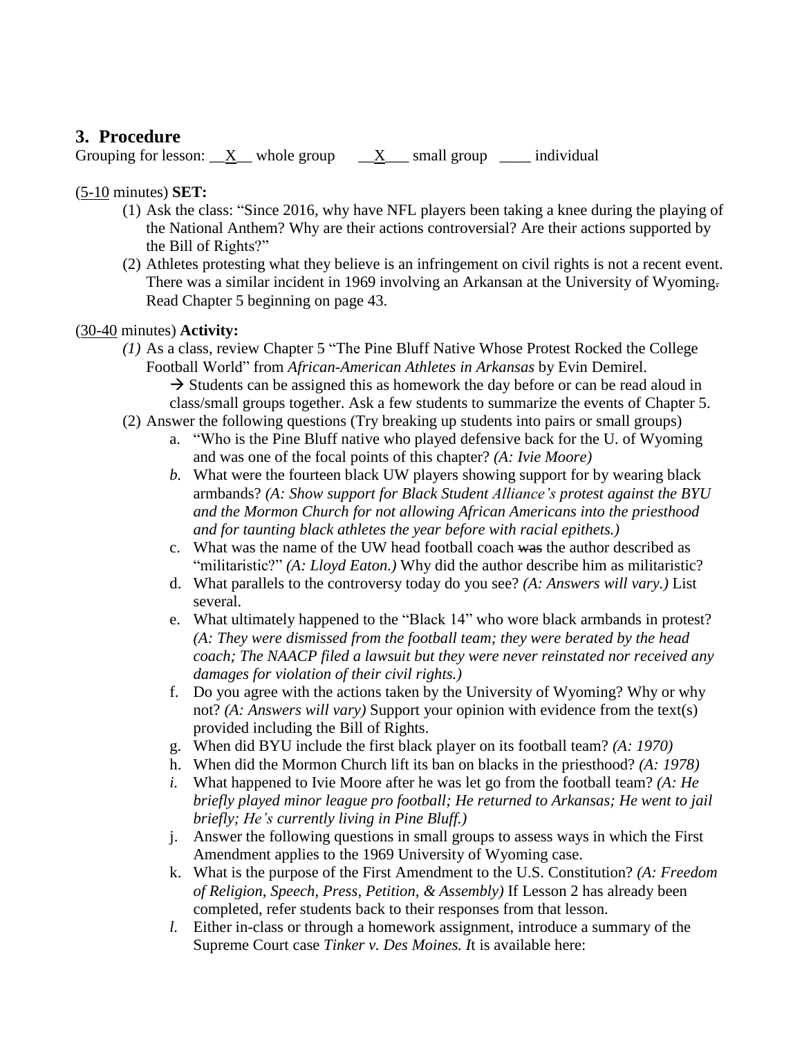## 3. Procedure

Grouping for lesson: __X__ whole group __X___ small group ____ individual

(5-10 minutes) **SET:**

(1) Ask the class: "Since 2016, why have NFL players been taking a knee during the playing of the National Anthem? Why are their actions controversial? Are their actions supported by the Bill of Rights?"

(2) Athletes protesting what they believe is an infringement on civil rights is not a recent event. There was a similar incident in 1969 involving an Arkansan at the University of Wyoming~~.~~ Read Chapter 5 beginning on page 43.

(30-40 minutes) **Activity:**

*(1)* As a class, review Chapter 5 "The Pine Bluff Native Whose Protest Rocked the College Football World" from *African-American Athletes in Arkansas* by Evin Demirel.
→ Students can be assigned this as homework the day before or can be read aloud in class/small groups together. Ask a few students to summarize the events of Chapter 5.

(2) Answer the following questions (Try breaking up students into pairs or small groups)

a. "Who is the Pine Bluff native who played defensive back for the U. of Wyoming and was one of the focal points of this chapter? *(A: Ivie Moore)*

*b.* What were the fourteen black UW players showing support for by wearing black armbands? *(A: Show support for Black Student Alliance's protest against the BYU and the Mormon Church for not allowing African Americans into the priesthood and for taunting black athletes the year before with racial epithets.)*

c. What was the name of the UW head football coach ~~was~~ the author described as "militaristic?" *(A: Lloyd Eaton.)* Why did the author describe him as militaristic?

d. What parallels to the controversy today do you see? *(A: Answers will vary.)* List several.

e. What ultimately happened to the "Black 14" who wore black armbands in protest? *(A: They were dismissed from the football team; they were berated by the head coach; The NAACP filed a lawsuit but they were never reinstated nor received any damages for violation of their civil rights.)*

f. Do you agree with the actions taken by the University of Wyoming? Why or why not? *(A: Answers will vary)* Support your opinion with evidence from the text(s) provided including the Bill of Rights.

g. When did BYU include the first black player on its football team? *(A: 1970)*

h. When did the Mormon Church lift its ban on blacks in the priesthood? *(A: 1978)*

*i.* What happened to Ivie Moore after he was let go from the football team? *(A: He briefly played minor league pro football; He returned to Arkansas; He went to jail briefly; He's currently living in Pine Bluff.)*

j. Answer the following questions in small groups to assess ways in which the First Amendment applies to the 1969 University of Wyoming case.

k. What is the purpose of the First Amendment to the U.S. Constitution? *(A: Freedom of Religion, Speech, Press, Petition, & Assembly)* If Lesson 2 has already been completed, refer students back to their responses from that lesson.

*l.* Either in-class or through a homework assignment, introduce a summary of the Supreme Court case *Tinker v. Des Moines. I*t is available here: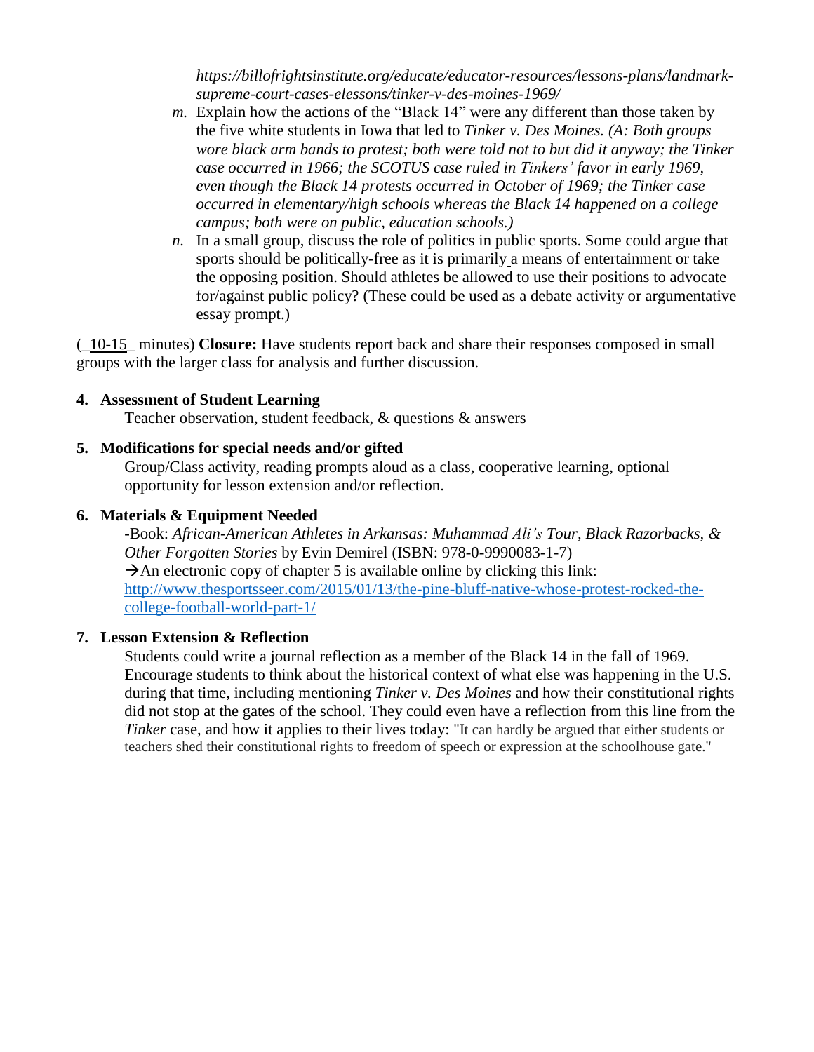*https://billofrightsinstitute.org/educate/educator-resources/lessons-plans/landmark-supreme-court-cases-elessons/tinker-v-des-moines-1969/*

m. Explain how the actions of the "Black 14" were any different than those taken by the five white students in Iowa that led to *Tinker v. Des Moines. (A: Both groups wore black arm bands to protest; both were told not to but did it anyway; the Tinker case occurred in 1966; the SCOTUS case ruled in Tinkers' favor in early 1969, even though the Black 14 protests occurred in October of 1969; the Tinker case occurred in elementary/high schools whereas the Black 14 happened on a college campus; both were on public, education schools.)*
n. In a small group, discuss the role of politics in public sports. Some could argue that sports should be politically-free as it is primarily a means of entertainment or take the opposing position. Should athletes be allowed to use their positions to advocate for/against public policy? (These could be used as a debate activity or argumentative essay prompt.)

(_10-15_ minutes) **Closure:** Have students report back and share their responses composed in small groups with the larger class for analysis and further discussion.

## 4. Assessment of Student Learning

Teacher observation, student feedback, & questions & answers

## 5. Modifications for special needs and/or gifted

Group/Class activity, reading prompts aloud as a class, cooperative learning, optional opportunity for lesson extension and/or reflection.

## 6. Materials & Equipment Needed

-Book: *African-American Athletes in Arkansas: Muhammad Ali's Tour, Black Razorbacks, & Other Forgotten Stories* by Evin Demirel (ISBN: 978-0-9990083-1-7)

→An electronic copy of chapter 5 is available online by clicking this link: http://www.thesportsseer.com/2015/01/13/the-pine-bluff-native-whose-protest-rocked-the-college-football-world-part-1/

## 7. Lesson Extension & Reflection

Students could write a journal reflection as a member of the Black 14 in the fall of 1969. Encourage students to think about the historical context of what else was happening in the U.S. during that time, including mentioning *Tinker v. Des Moines* and how their constitutional rights did not stop at the gates of the school. They could even have a reflection from this line from the *Tinker* case, and how it applies to their lives today: "It can hardly be argued that either students or teachers shed their constitutional rights to freedom of speech or expression at the schoolhouse gate."